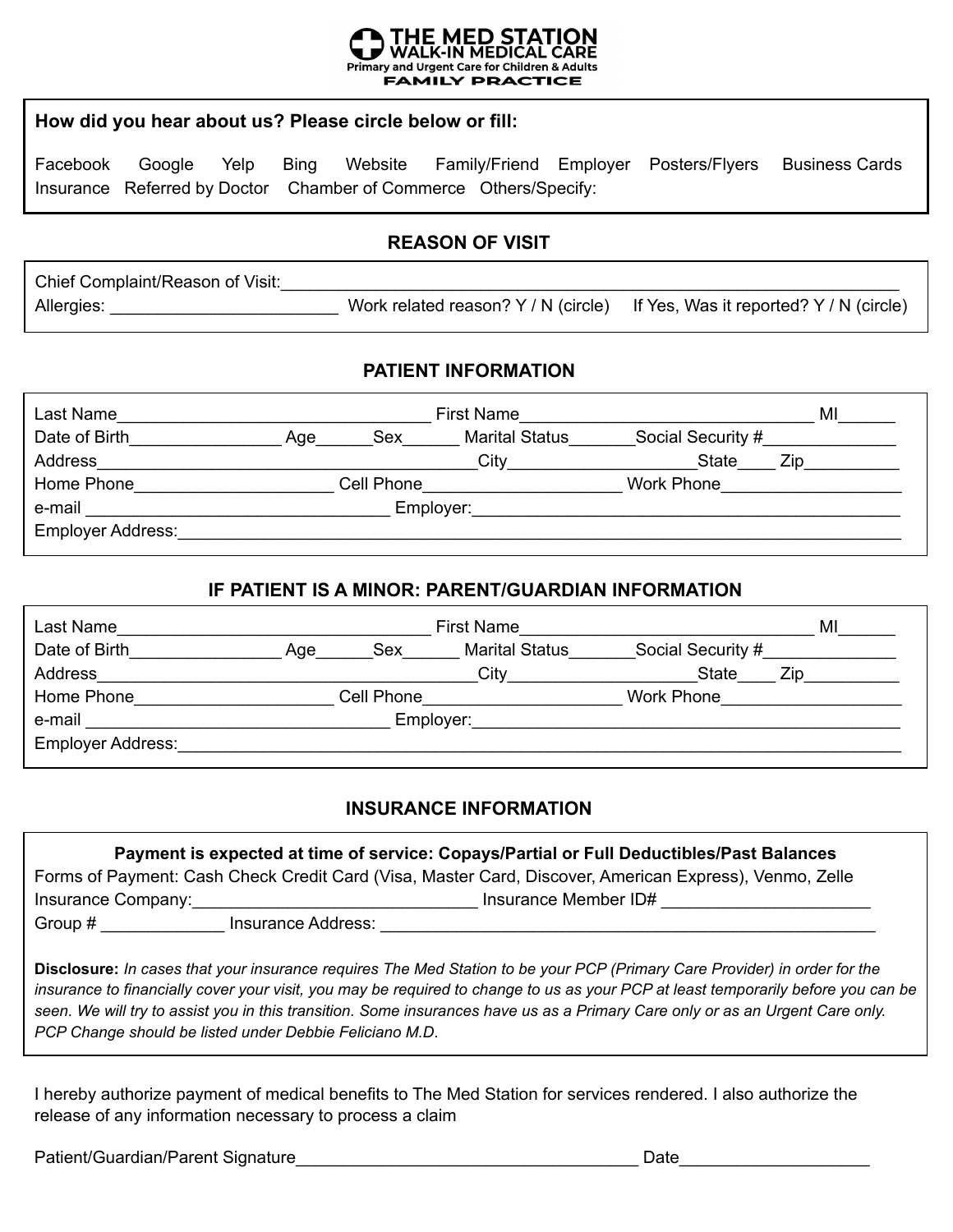# THE MED STATION
## WALK-IN MEDICAL CARE
**Primary and Urgent Care for Children & Adults**
**FAMILY PRACTICE**

**How did you hear about us? Please circle below or fill:**

Facebook Google Yelp Bing Website Family/Friend Employer Posters/Flyers Business Cards Insurance Referred by Doctor Chamber of Commerce Others/Specify:

## REASON OF VISIT

Chief Complaint/Reason of Visit:____________________________________________

Allergies: ________________________ Work related reason? Y / N (circle) If Yes, Was it reported? Y / N (circle)

## PATIENT INFORMATION

Last Name________________________________ First Name________________________________ MI______

Date of Birth________________ Age______Sex______ Marital Status_______Social Security #______________

Address________________________________________City____________________State____ Zip__________

Home Phone_____________________ Cell Phone_____________________ Work Phone___________________

e-mail _________________________________ Employer:______________________________________________

Employer Address:____________________________________________________________________________

## IF PATIENT IS A MINOR: PARENT/GUARDIAN INFORMATION

Last Name________________________________ First Name________________________________ MI______

Date of Birth________________ Age______Sex______ Marital Status_______Social Security #______________

Address________________________________________City____________________State____ Zip__________

Home Phone_____________________ Cell Phone_____________________ Work Phone___________________

e-mail _________________________________ Employer:______________________________________________

Employer Address:____________________________________________________________________________

## INSURANCE INFORMATION

**Payment is expected at time of service: Copays/Partial or Full Deductibles/Past Balances**

Forms of Payment: Cash Check Credit Card (Visa, Master Card, Discover, American Express), Venmo, Zelle

Insurance Company:_______________________________ Insurance Member ID# ______________________

Group # _____________ Insurance Address: _______________________________________________________

**Disclosure:** *In cases that your insurance requires The Med Station to be your PCP (Primary Care Provider) in order for the insurance to financially cover your visit, you may be required to change to us as your PCP at least temporarily before you can be seen. We will try to assist you in this transition. Some insurances have us as a Primary Care only or as an Urgent Care only. PCP Change should be listed under Debbie Feliciano M.D.*

I hereby authorize payment of medical benefits to The Med Station for services rendered. I also authorize the release of any information necessary to process a claim

Patient/Guardian/Parent Signature_____________________________________ Date____________________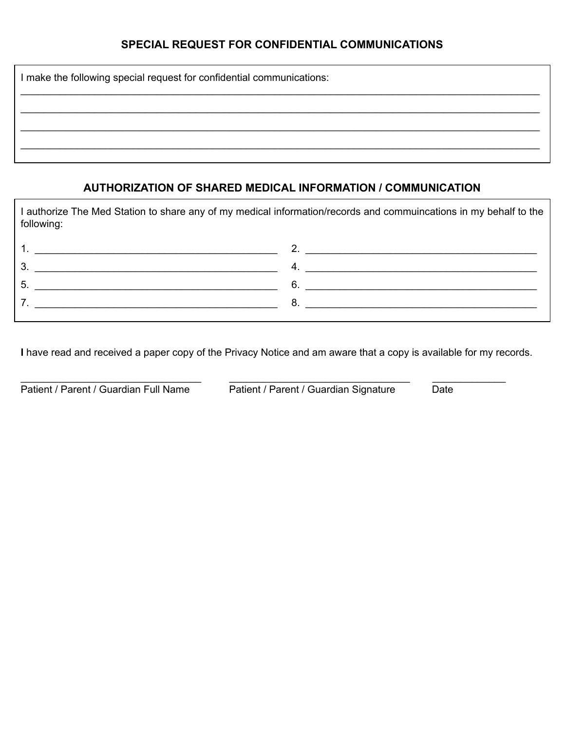## SPECIAL REQUEST FOR CONFIDENTIAL COMMUNICATIONS

I make the following special request for confidential communications:

______________________________________________________________________________________

______________________________________________________________________________________

______________________________________________________________________________________

______________________________________________________________________________________

## AUTHORIZATION OF SHARED MEDICAL INFORMATION / COMMUNICATION

I authorize The Med Station to share any of my medical information/records and commuincations in my behalf to the following:

| | |
|---|---|
| 1. ____________________________________________ | 2. ____________________________________________ |
| 3. ____________________________________________ | 4. ____________________________________________ |
| 5. ____________________________________________ | 6. ____________________________________________ |
| 7. ____________________________________________ | 8. ____________________________________________ |

**I** have read and received a paper copy of the Privacy Notice and am aware that a copy is available for my records.

| | | |
|---|---|---|
| _________________________________ | _________________________________ | _____________ |
| Patient / Parent / Guardian Full Name | Patient / Parent / Guardian Signature | Date |